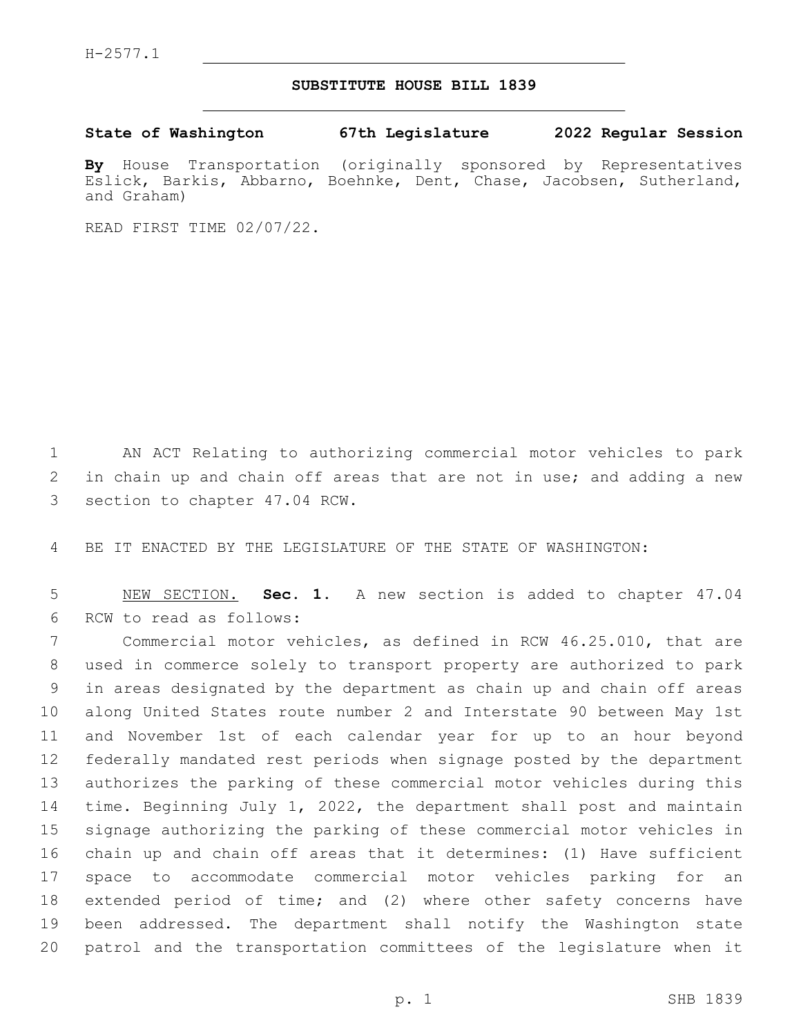H-2577.1

# SUBSTITUTE HOUSE BILL 1839

**State of Washington 67th Legislature 2022 Regular Session**

**By** House Transportation (originally sponsored by Representatives Eslick, Barkis, Abbarno, Boehnke, Dent, Chase, Jacobsen, Sutherland, and Graham)

READ FIRST TIME 02/07/22.

AN ACT Relating to authorizing commercial motor vehicles to park in chain up and chain off areas that are not in use; and adding a new section to chapter 47.04 RCW.

BE IT ENACTED BY THE LEGISLATURE OF THE STATE OF WASHINGTON:

NEW SECTION. **Sec. 1.** A new section is added to chapter 47.04 RCW to read as follows:

Commercial motor vehicles, as defined in RCW 46.25.010, that are used in commerce solely to transport property are authorized to park in areas designated by the department as chain up and chain off areas along United States route number 2 and Interstate 90 between May 1st and November 1st of each calendar year for up to an hour beyond federally mandated rest periods when signage posted by the department authorizes the parking of these commercial motor vehicles during this time. Beginning July 1, 2022, the department shall post and maintain signage authorizing the parking of these commercial motor vehicles in chain up and chain off areas that it determines: (1) Have sufficient space to accommodate commercial motor vehicles parking for an extended period of time; and (2) where other safety concerns have been addressed. The department shall notify the Washington state patrol and the transportation committees of the legislature when it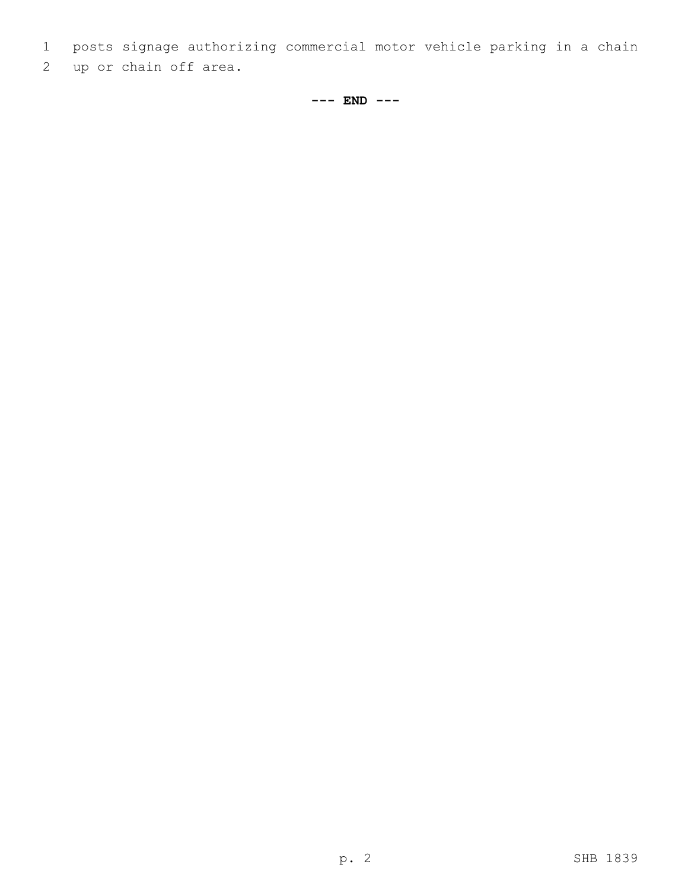posts signage authorizing commercial motor vehicle parking in a chain up or chain off area.

**--- END ---**